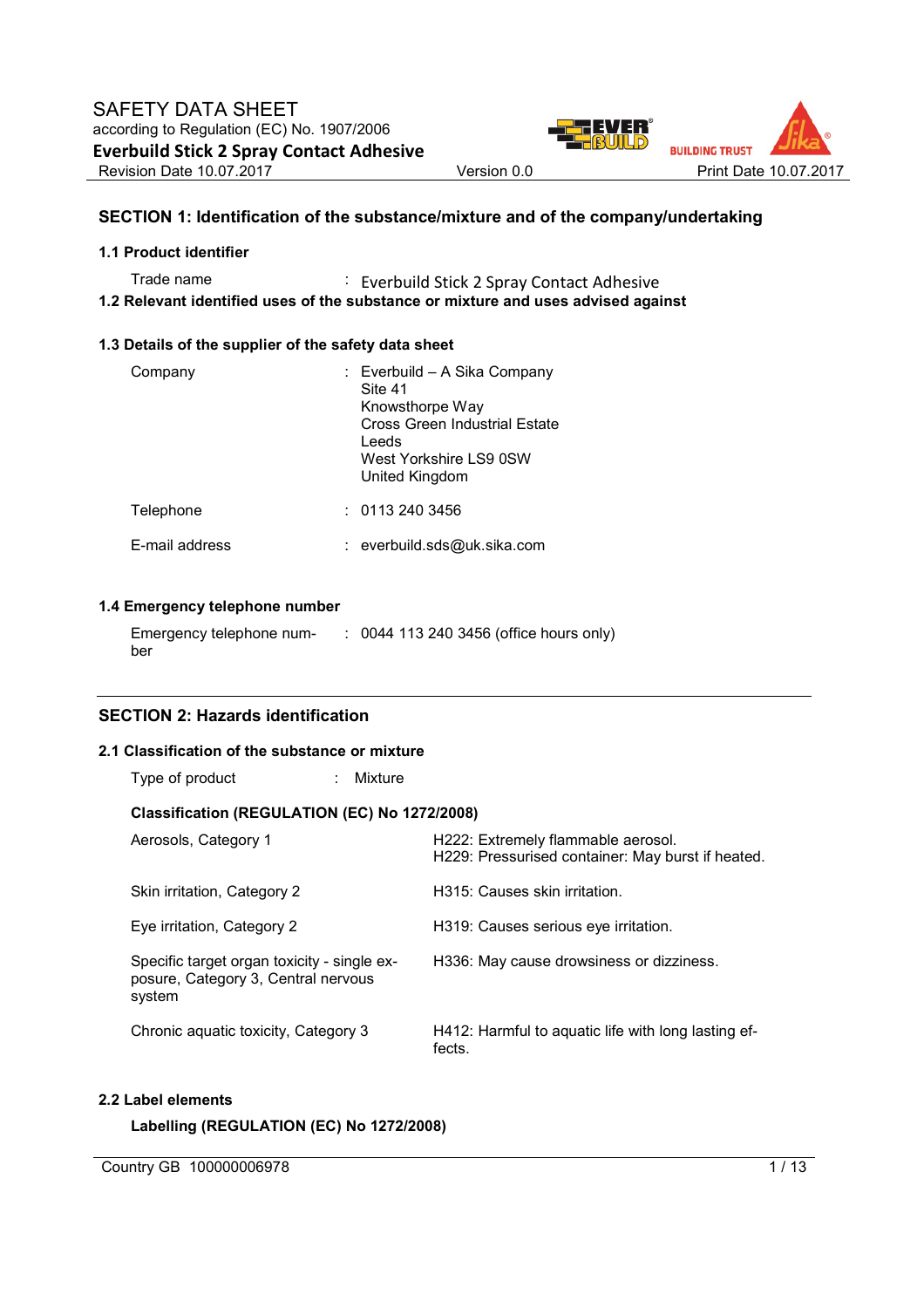# SAFETY DATA SHEET

according to Regulation (EC) No. 1907/2006

**Everbuild Stick 2 Spray Contact Adhesive**

Revision Date 10.07.2017 Version 0.0 Print Date 10.07.2017

## SECTION 1: Identification of the substance/mixture and of the company/undertaking

### 1.1 Product identifier

Trade name : Everbuild Stick 2 Spray Contact Adhesive

### 1.2 Relevant identified uses of the substance or mixture and uses advised against

### 1.3 Details of the supplier of the safety data sheet

Company : Everbuild – A Sika Company
Site 41
Knowsthorpe Way
Cross Green Industrial Estate
Leeds
West Yorkshire LS9 0SW
United Kingdom

Telephone : 0113 240 3456

E-mail address : everbuild.sds@uk.sika.com

### 1.4 Emergency telephone number

Emergency telephone number : 0044 113 240 3456 (office hours only)

## SECTION 2: Hazards identification

### 2.1 Classification of the substance or mixture

Type of product : Mixture

**Classification (REGULATION (EC) No 1272/2008)**

| | |
|---|---|
| Aerosols, Category 1 | H222: Extremely flammable aerosol.<br>H229: Pressurised container: May burst if heated. |
| Skin irritation, Category 2 | H315: Causes skin irritation. |
| Eye irritation, Category 2 | H319: Causes serious eye irritation. |
| Specific target organ toxicity - single exposure, Category 3, Central nervous system | H336: May cause drowsiness or dizziness. |
| Chronic aquatic toxicity, Category 3 | H412: Harmful to aquatic life with long lasting effects. |

### 2.2 Label elements

**Labelling (REGULATION (EC) No 1272/2008)**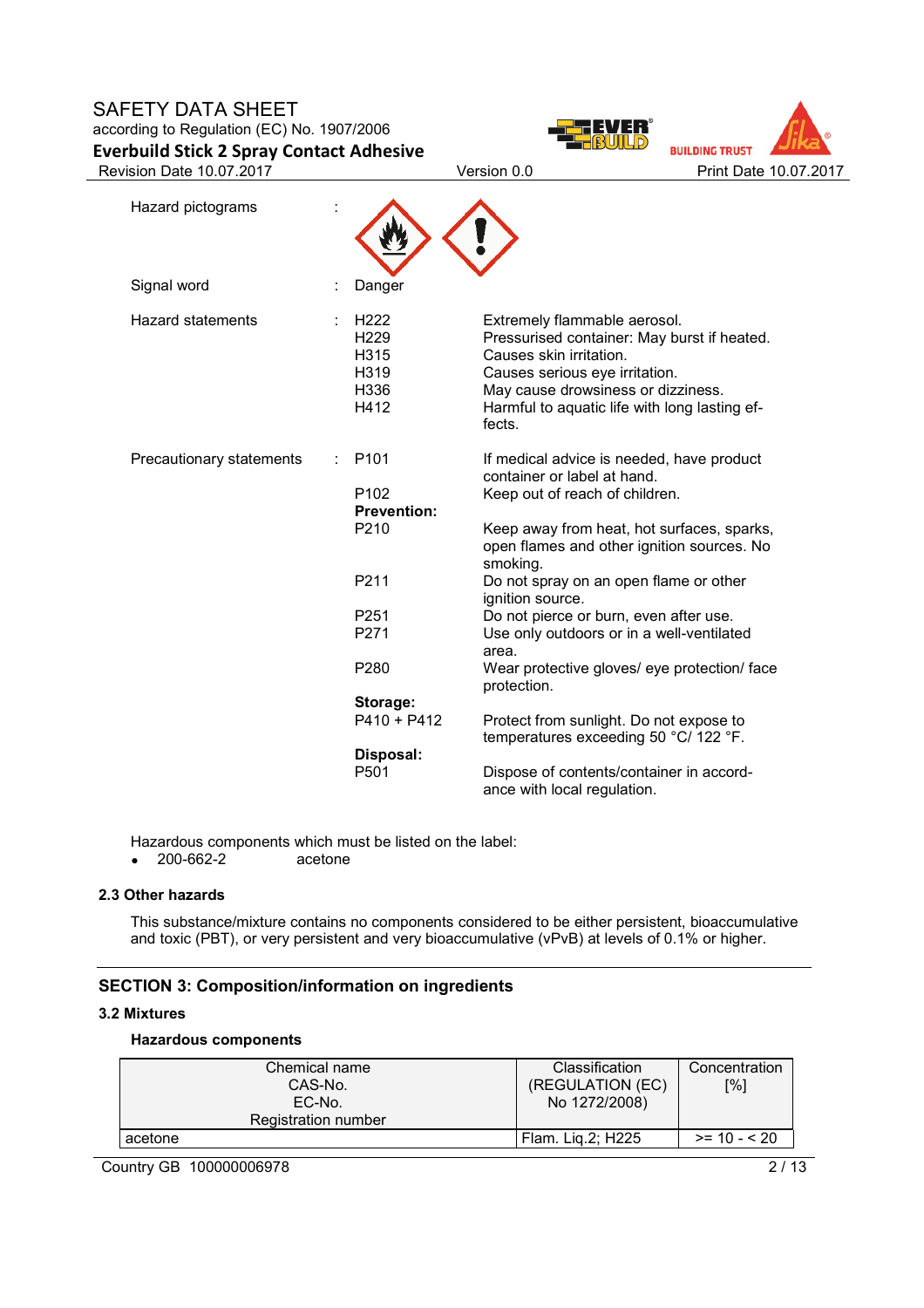Hazard pictograms :

Signal word : Danger

Hazard statements :

| | |
|---|---|
| H222 | Extremely flammable aerosol. |
| H229 | Pressurised container: May burst if heated. |
| H315 | Causes skin irritation. |
| H319 | Causes serious eye irritation. |
| H336 | May cause drowsiness or dizziness. |
| H412 | Harmful to aquatic life with long lasting effects. |

Precautionary statements :

| | |
|---|---|
| P101 | If medical advice is needed, have product container or label at hand. |
| P102 | Keep out of reach of children. |
| **Prevention:** | |
| P210 | Keep away from heat, hot surfaces, sparks, open flames and other ignition sources. No smoking. |
| P211 | Do not spray on an open flame or other ignition source. |
| P251 | Do not pierce or burn, even after use. |
| P271 | Use only outdoors or in a well-ventilated area. |
| P280 | Wear protective gloves/ eye protection/ face protection. |
| **Storage:** | |
| P410 + P412 | Protect from sunlight. Do not expose to temperatures exceeding 50 °C/ 122 °F. |
| **Disposal:** | |
| P501 | Dispose of contents/container in accordance with local regulation. |

Hazardous components which must be listed on the label:

- 200-662-2 acetone

### 2.3 Other hazards

This substance/mixture contains no components considered to be either persistent, bioaccumulative and toxic (PBT), or very persistent and very bioaccumulative (vPvB) at levels of 0.1% or higher.

## SECTION 3: Composition/information on ingredients

### 3.2 Mixtures

**Hazardous components**

| Chemical name<br>CAS-No.<br>EC-No.<br>Registration number | Classification (REGULATION (EC) No 1272/2008) | Concentration [%] |
|---|---|---|
| acetone | Flam. Liq.2; H225 | >= 10 - < 20 |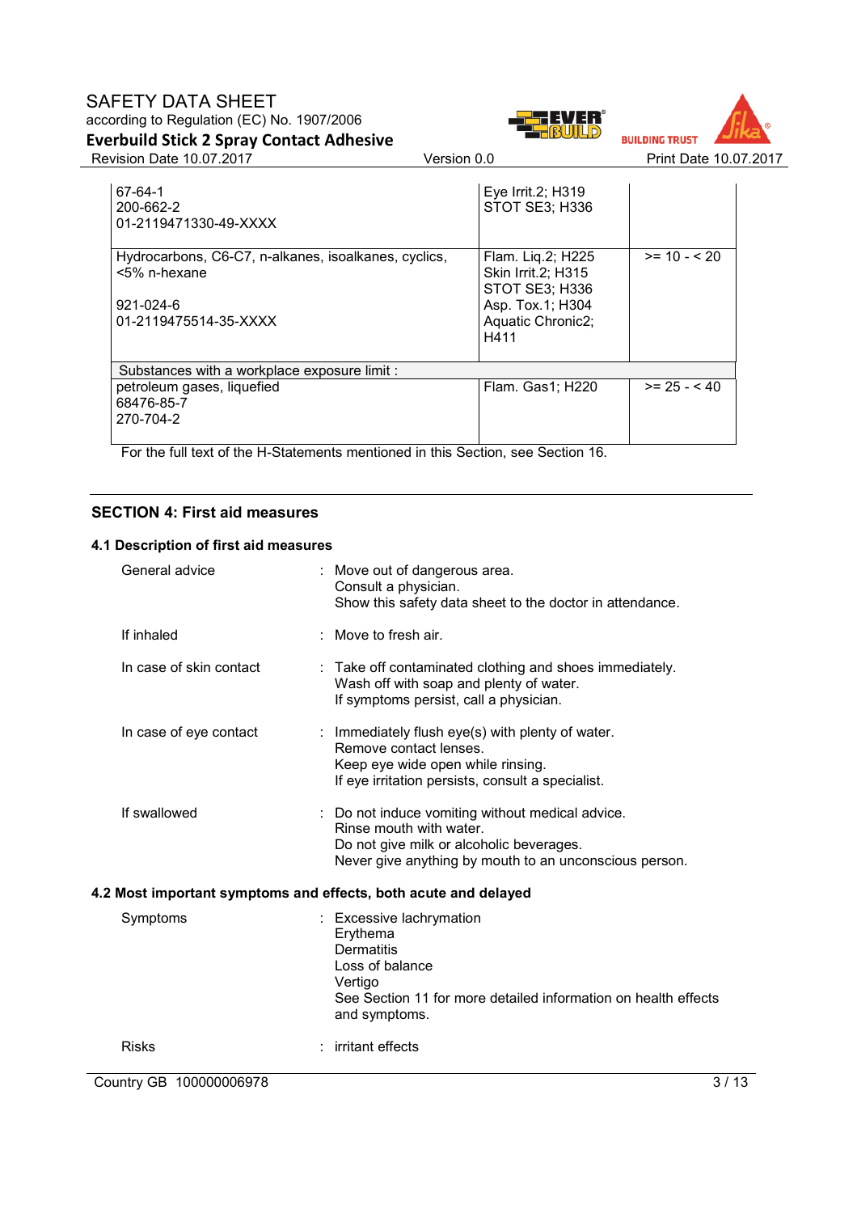| | | |
|---|---|---|
| 67-64-1<br>200-662-2<br>01-2119471330-49-XXXX | Eye Irrit.2; H319<br>STOT SE3; H336 | |
| Hydrocarbons, C6-C7, n-alkanes, isoalkanes, cyclics, <5% n-hexane<br><br>921-024-6<br>01-2119475514-35-XXXX | Flam. Liq.2; H225<br>Skin Irrit.2; H315<br>STOT SE3; H336<br>Asp. Tox.1; H304<br>Aquatic Chronic2; H411 | >= 10 - < 20 |
| Substances with a workplace exposure limit : | | |
| petroleum gases, liquefied<br>68476-85-7<br>270-704-2 | Flam. Gas1; H220 | >= 25 - < 40 |

For the full text of the H-Statements mentioned in this Section, see Section 16.

## SECTION 4: First aid measures

### 4.1 Description of first aid measures

General advice : Move out of dangerous area.
Consult a physician.
Show this safety data sheet to the doctor in attendance.

If inhaled : Move to fresh air.

In case of skin contact : Take off contaminated clothing and shoes immediately.
Wash off with soap and plenty of water.
If symptoms persist, call a physician.

In case of eye contact : Immediately flush eye(s) with plenty of water.
Remove contact lenses.
Keep eye wide open while rinsing.
If eye irritation persists, consult a specialist.

If swallowed : Do not induce vomiting without medical advice.
Rinse mouth with water.
Do not give milk or alcoholic beverages.
Never give anything by mouth to an unconscious person.

### 4.2 Most important symptoms and effects, both acute and delayed

Symptoms : Excessive lachrymation
Erythema
Dermatitis
Loss of balance
Vertigo
See Section 11 for more detailed information on health effects and symptoms.

Risks : irritant effects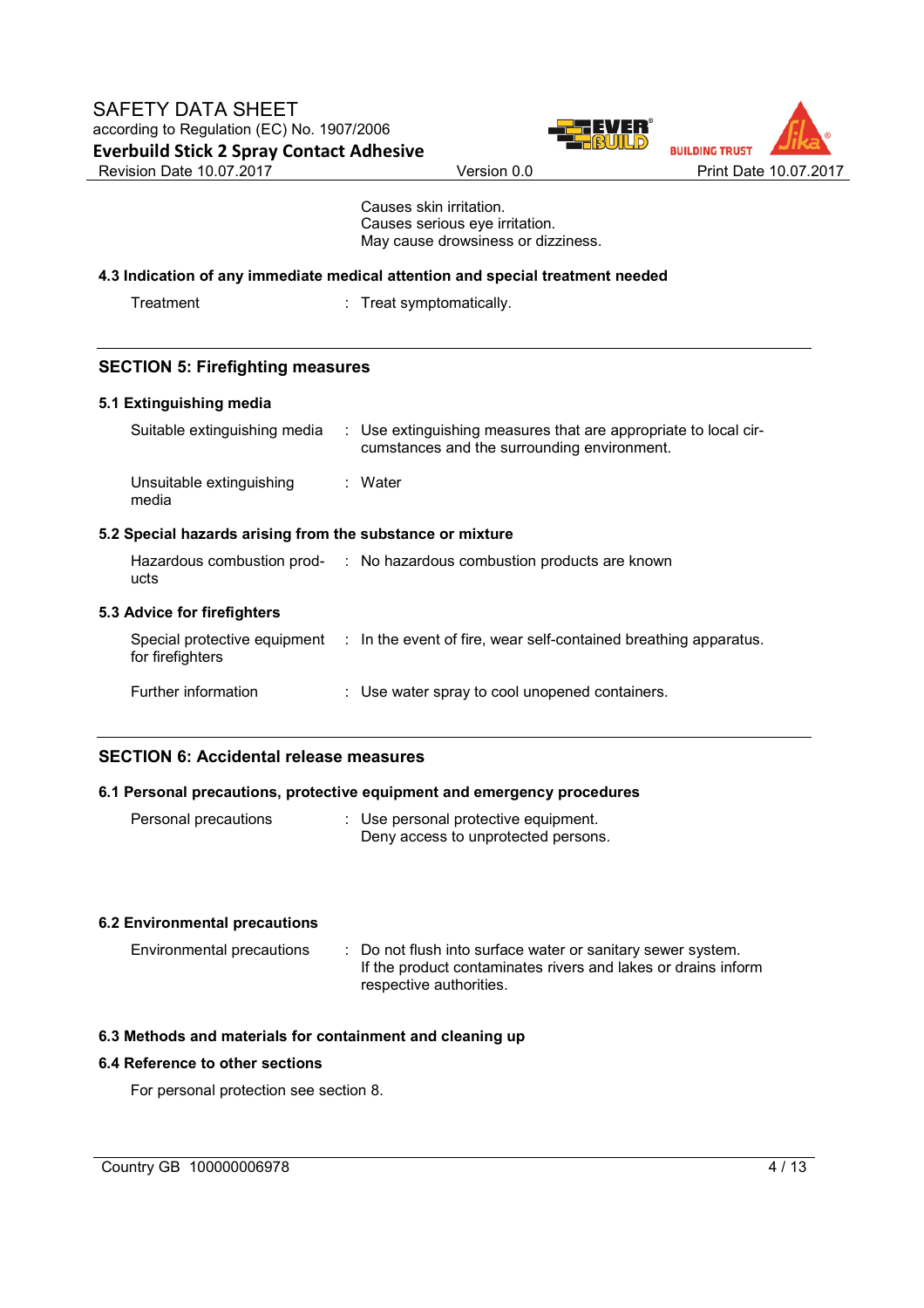Causes skin irritation.
Causes serious eye irritation.
May cause drowsiness or dizziness.

### 4.3 Indication of any immediate medical attention and special treatment needed

| | | |
|---|---|---|
| Treatment | : | Treat symptomatically. |

## SECTION 5: Firefighting measures

### 5.1 Extinguishing media

| | | |
|---|---|---|
| Suitable extinguishing media | : | Use extinguishing measures that are appropriate to local circumstances and the surrounding environment. |
| Unsuitable extinguishing media | : | Water |

### 5.2 Special hazards arising from the substance or mixture

| | | |
|---|---|---|
| Hazardous combustion products | : | No hazardous combustion products are known |

### 5.3 Advice for firefighters

| | | |
|---|---|---|
| Special protective equipment for firefighters | : | In the event of fire, wear self-contained breathing apparatus. |
| Further information | : | Use water spray to cool unopened containers. |

## SECTION 6: Accidental release measures

### 6.1 Personal precautions, protective equipment and emergency procedures

| | | |
|---|---|---|
| Personal precautions | : | Use personal protective equipment.<br>Deny access to unprotected persons. |

### 6.2 Environmental precautions

| | | |
|---|---|---|
| Environmental precautions | : | Do not flush into surface water or sanitary sewer system.<br>If the product contaminates rivers and lakes or drains inform respective authorities. |

### 6.3 Methods and materials for containment and cleaning up

### 6.4 Reference to other sections

For personal protection see section 8.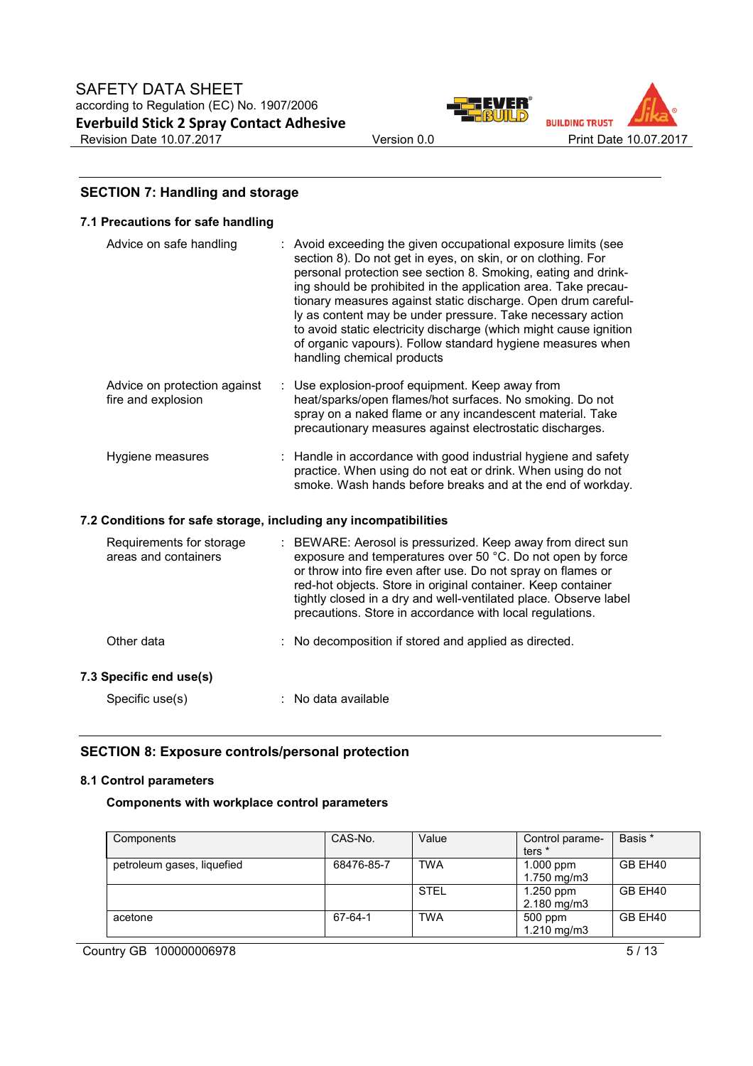## SECTION 7: Handling and storage

### 7.1 Precautions for safe handling

Advice on safe handling : Avoid exceeding the given occupational exposure limits (see section 8). Do not get in eyes, on skin, or on clothing. For personal protection see section 8. Smoking, eating and drinking should be prohibited in the application area. Take precautionary measures against static discharge. Open drum carefully as content may be under pressure. Take necessary action to avoid static electricity discharge (which might cause ignition of organic vapours). Follow standard hygiene measures when handling chemical products

Advice on protection against fire and explosion : Use explosion-proof equipment. Keep away from heat/sparks/open flames/hot surfaces. No smoking. Do not spray on a naked flame or any incandescent material. Take precautionary measures against electrostatic discharges.

Hygiene measures : Handle in accordance with good industrial hygiene and safety practice. When using do not eat or drink. When using do not smoke. Wash hands before breaks and at the end of workday.

### 7.2 Conditions for safe storage, including any incompatibilities

Requirements for storage areas and containers : BEWARE: Aerosol is pressurized. Keep away from direct sun exposure and temperatures over 50 °C. Do not open by force or throw into fire even after use. Do not spray on flames or red-hot objects. Store in original container. Keep container tightly closed in a dry and well-ventilated place. Observe label precautions. Store in accordance with local regulations.

Other data : No decomposition if stored and applied as directed.

### 7.3 Specific end use(s)

Specific use(s) : No data available

## SECTION 8: Exposure controls/personal protection

### 8.1 Control parameters

**Components with workplace control parameters**

| Components | CAS-No. | Value | Control parameters * | Basis * |
|---|---|---|---|---|
| petroleum gases, liquefied | 68476-85-7 | TWA | 1.000 ppm<br>1.750 mg/m3 | GB EH40 |
| | | STEL | 1.250 ppm<br>2.180 mg/m3 | GB EH40 |
| acetone | 67-64-1 | TWA | 500 ppm<br>1.210 mg/m3 | GB EH40 |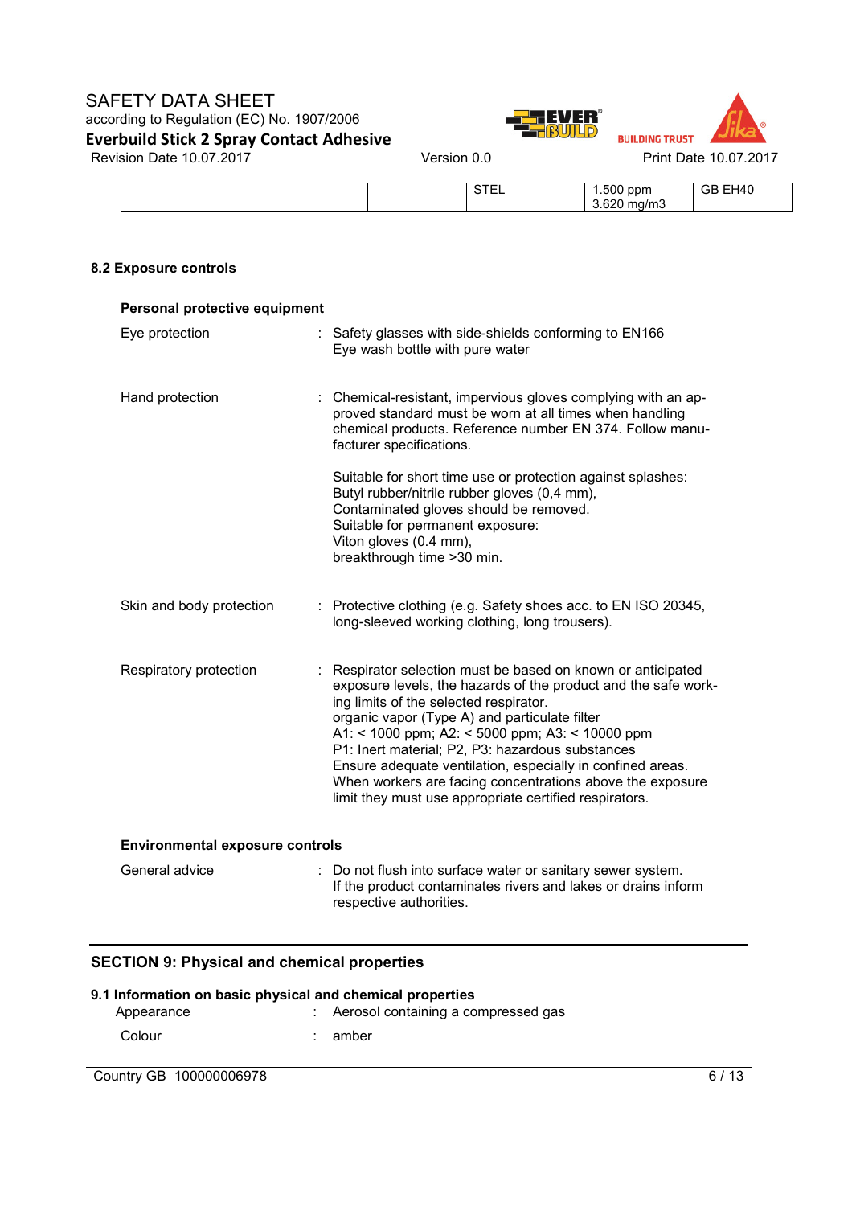| | | STEL | 1.500 ppm<br>3.620 mg/m3 | GB EH40 |
|---|---|---|---|---|

### 8.2 Exposure controls

**Personal protective equipment**

Eye protection : Safety glasses with side-shields conforming to EN166
Eye wash bottle with pure water

Hand protection : Chemical-resistant, impervious gloves complying with an approved standard must be worn at all times when handling chemical products. Reference number EN 374. Follow manufacturer specifications.

Suitable for short time use or protection against splashes:
Butyl rubber/nitrile rubber gloves (0,4 mm),
Contaminated gloves should be removed.
Suitable for permanent exposure:
Viton gloves (0.4 mm),
breakthrough time >30 min.

Skin and body protection : Protective clothing (e.g. Safety shoes acc. to EN ISO 20345, long-sleeved working clothing, long trousers).

Respiratory protection : Respirator selection must be based on known or anticipated exposure levels, the hazards of the product and the safe working limits of the selected respirator.
organic vapor (Type A) and particulate filter
A1: < 1000 ppm; A2: < 5000 ppm; A3: < 10000 ppm
P1: Inert material; P2, P3: hazardous substances
Ensure adequate ventilation, especially in confined areas.
When workers are facing concentrations above the exposure limit they must use appropriate certified respirators.

**Environmental exposure controls**

General advice : Do not flush into surface water or sanitary sewer system.
If the product contaminates rivers and lakes or drains inform respective authorities.

## SECTION 9: Physical and chemical properties

### 9.1 Information on basic physical and chemical properties

Appearance : Aerosol containing a compressed gas

Colour : amber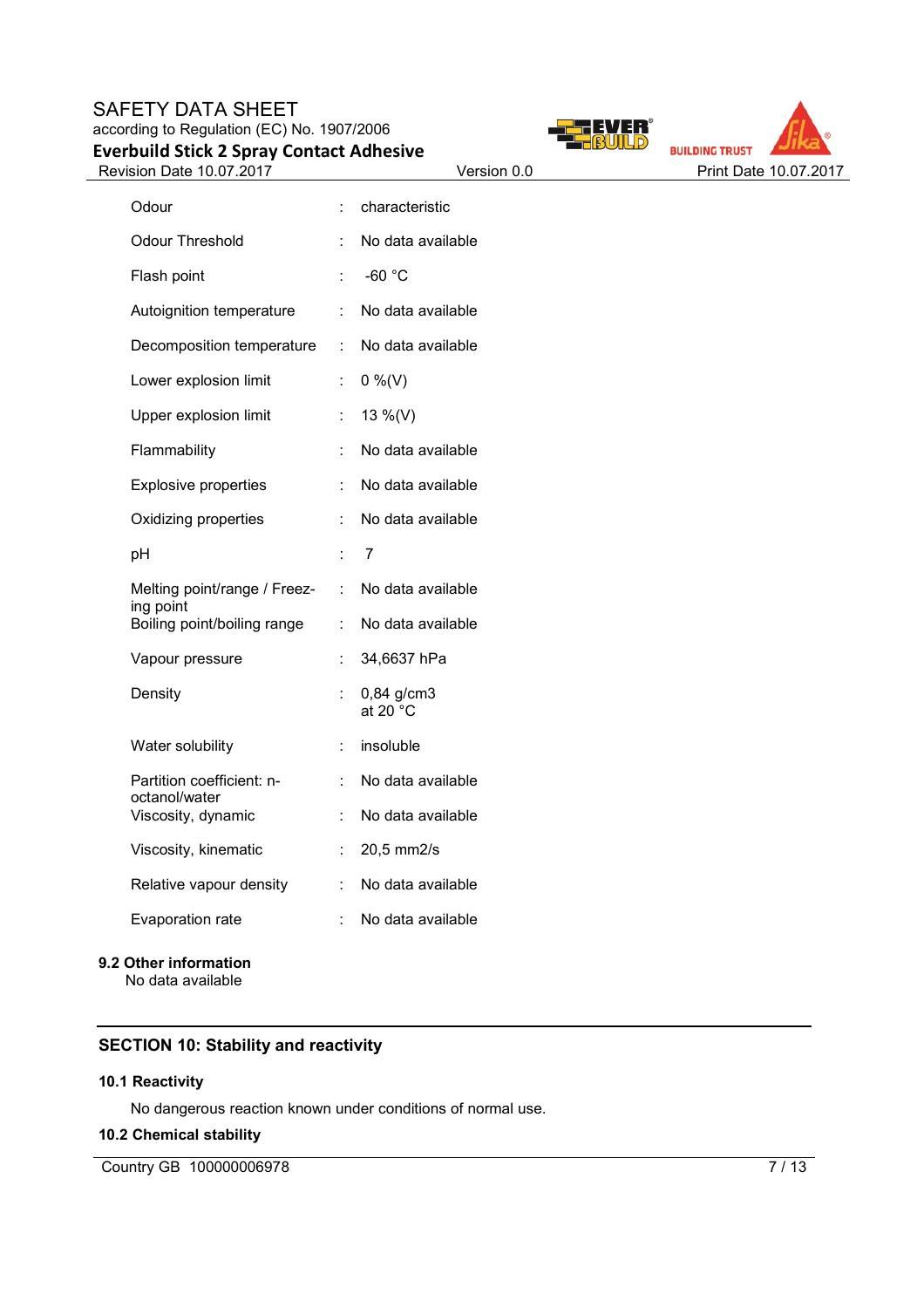| | | |
|---|---|---|
| Odour | : | characteristic |
| Odour Threshold | : | No data available |
| Flash point | : | -60 °C |
| Autoignition temperature | : | No data available |
| Decomposition temperature | : | No data available |
| Lower explosion limit | : | 0 %(V) |
| Upper explosion limit | : | 13 %(V) |
| Flammability | : | No data available |
| Explosive properties | : | No data available |
| Oxidizing properties | : | No data available |
| pH | : | 7 |
| Melting point/range / Freezing point | : | No data available |
| Boiling point/boiling range | : | No data available |
| Vapour pressure | : | 34,6637 hPa |
| Density | : | 0,84 g/cm3 at 20 °C |
| Water solubility | : | insoluble |
| Partition coefficient: n-octanol/water | : | No data available |
| Viscosity, dynamic | : | No data available |
| Viscosity, kinematic | : | 20,5 mm2/s |
| Relative vapour density | : | No data available |
| Evaporation rate | : | No data available |

**9.2 Other information**

No data available

## SECTION 10: Stability and reactivity

**10.1 Reactivity**

No dangerous reaction known under conditions of normal use.

**10.2 Chemical stability**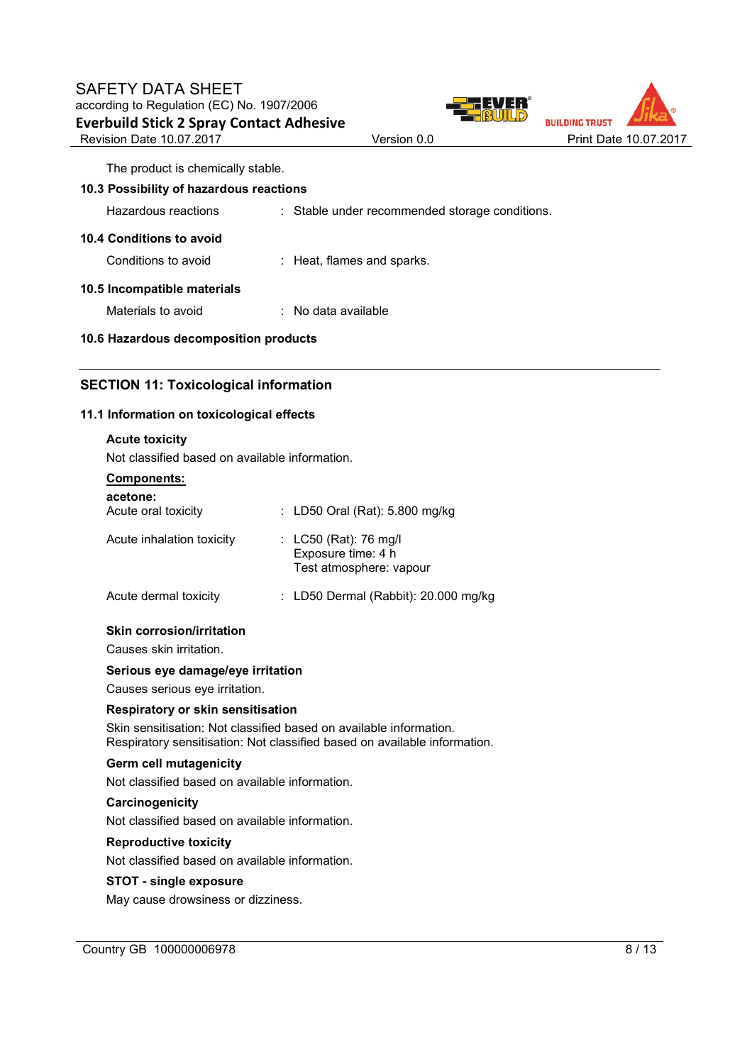The product is chemically stable.

### 10.3 Possibility of hazardous reactions

Hazardous reactions : Stable under recommended storage conditions.

### 10.4 Conditions to avoid

Conditions to avoid : Heat, flames and sparks.

### 10.5 Incompatible materials

Materials to avoid : No data available

### 10.6 Hazardous decomposition products

## SECTION 11: Toxicological information

### 11.1 Information on toxicological effects

**Acute toxicity**

Not classified based on available information.

**Components:**

**acetone:**

| | |
|---|---|
| Acute oral toxicity | : LD50 Oral (Rat): 5.800 mg/kg |
| Acute inhalation toxicity | : LC50 (Rat): 76 mg/l<br>Exposure time: 4 h<br>Test atmosphere: vapour |
| Acute dermal toxicity | : LD50 Dermal (Rabbit): 20.000 mg/kg |

**Skin corrosion/irritation**

Causes skin irritation.

**Serious eye damage/eye irritation**

Causes serious eye irritation.

**Respiratory or skin sensitisation**

Skin sensitisation: Not classified based on available information.
Respiratory sensitisation: Not classified based on available information.

**Germ cell mutagenicity**

Not classified based on available information.

**Carcinogenicity**

Not classified based on available information.

**Reproductive toxicity**

Not classified based on available information.

**STOT - single exposure**

May cause drowsiness or dizziness.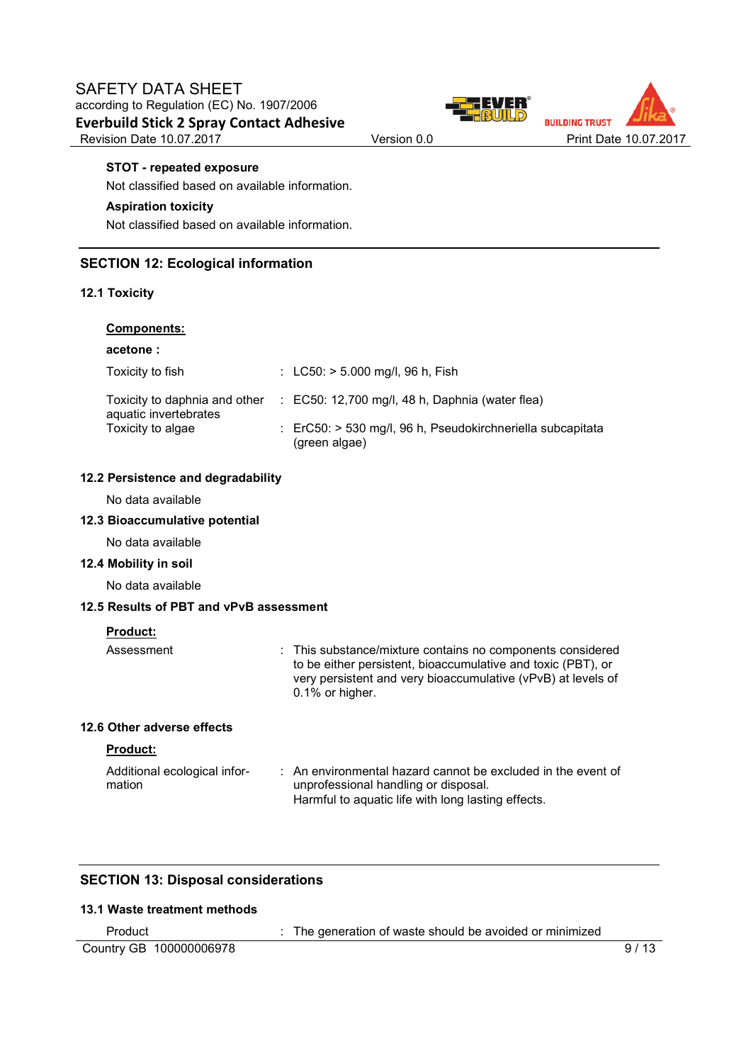**STOT - repeated exposure**

Not classified based on available information.

**Aspiration toxicity**

Not classified based on available information.

## SECTION 12: Ecological information

### 12.1 Toxicity

**Components:**

**acetone :**

| | |
|---|---|
| Toxicity to fish | : LC50: > 5.000 mg/l, 96 h, Fish |
| Toxicity to daphnia and other aquatic invertebrates | : EC50: 12,700 mg/l, 48 h, Daphnia (water flea) |
| Toxicity to algae | : ErC50: > 530 mg/l, 96 h, Pseudokirchneriella subcapitata (green algae) |

### 12.2 Persistence and degradability

No data available

### 12.3 Bioaccumulative potential

No data available

### 12.4 Mobility in soil

No data available

### 12.5 Results of PBT and vPvB assessment

**Product:**

| | |
|---|---|
| Assessment | : This substance/mixture contains no components considered to be either persistent, bioaccumulative and toxic (PBT), or very persistent and very bioaccumulative (vPvB) at levels of 0.1% or higher. |

### 12.6 Other adverse effects

**Product:**

| | |
|---|---|
| Additional ecological information | : An environmental hazard cannot be excluded in the event of unprofessional handling or disposal. Harmful to aquatic life with long lasting effects. |

## SECTION 13: Disposal considerations

### 13.1 Waste treatment methods

| | |
|---|---|
| Product | : The generation of waste should be avoided or minimized |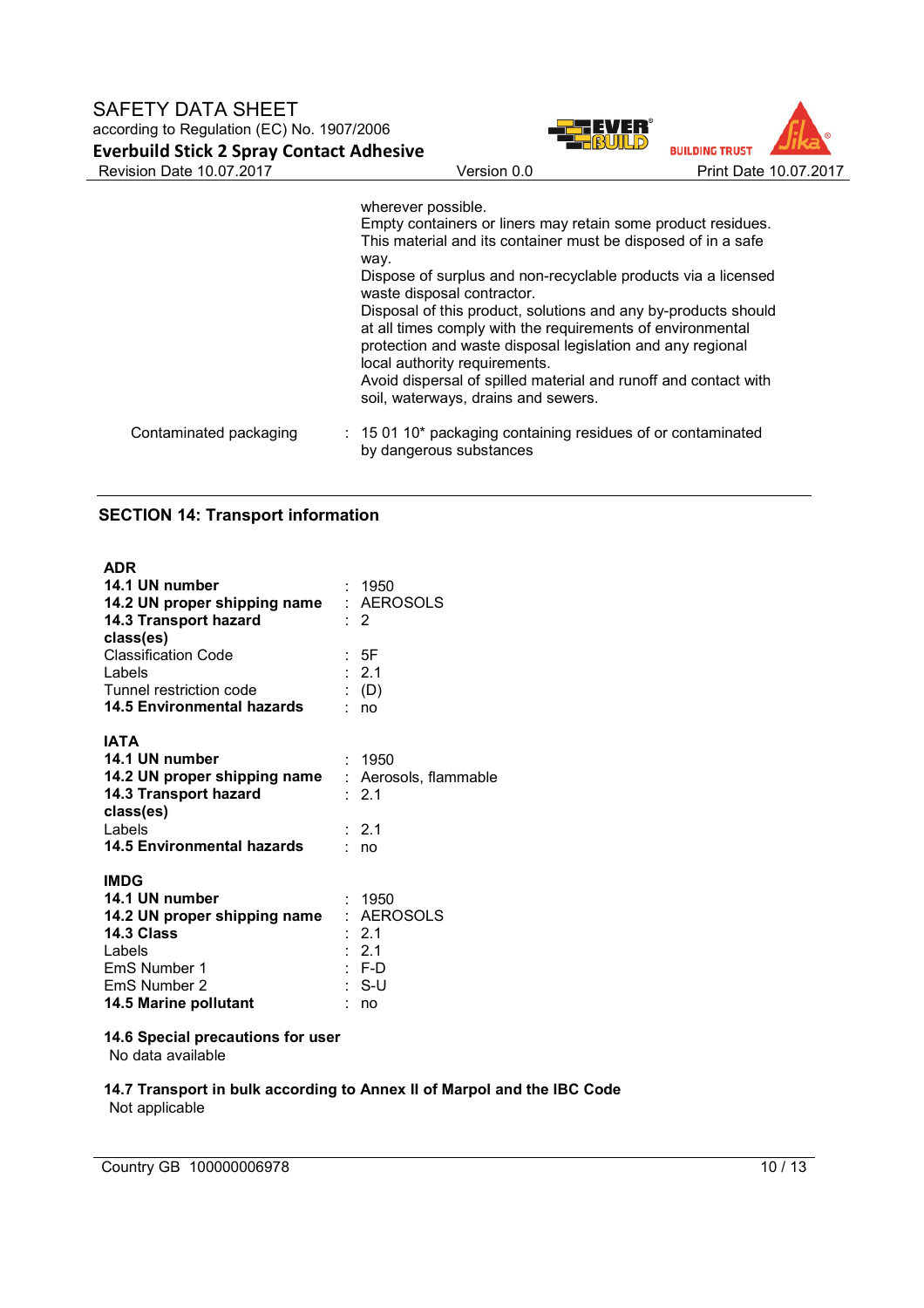wherever possible.
Empty containers or liners may retain some product residues.
This material and its container must be disposed of in a safe way.
Dispose of surplus and non-recyclable products via a licensed waste disposal contractor.
Disposal of this product, solutions and any by-products should at all times comply with the requirements of environmental protection and waste disposal legislation and any regional local authority requirements.
Avoid dispersal of spilled material and runoff and contact with soil, waterways, drains and sewers.

| | |
|---|---|
| Contaminated packaging | : 15 01 10* packaging containing residues of or contaminated by dangerous substances |

## SECTION 14: Transport information

**ADR**

| | |
|---|---|
| **14.1 UN number** | : 1950 |
| **14.2 UN proper shipping name** | : AEROSOLS |
| **14.3 Transport hazard class(es)** | : 2 |
| Classification Code | : 5F |
| Labels | : 2.1 |
| Tunnel restriction code | : (D) |
| **14.5 Environmental hazards** | : no |

**IATA**

| | |
|---|---|
| **14.1 UN number** | : 1950 |
| **14.2 UN proper shipping name** | : Aerosols, flammable |
| **14.3 Transport hazard class(es)** | : 2.1 |
| Labels | : 2.1 |
| **14.5 Environmental hazards** | : no |

**IMDG**

| | |
|---|---|
| **14.1 UN number** | : 1950 |
| **14.2 UN proper shipping name** | : AEROSOLS |
| **14.3 Class** | : 2.1 |
| Labels | : 2.1 |
| EmS Number 1 | : F-D |
| EmS Number 2 | : S-U |
| **14.5 Marine pollutant** | : no |

**14.6 Special precautions for user**
No data available

**14.7 Transport in bulk according to Annex II of Marpol and the IBC Code**
Not applicable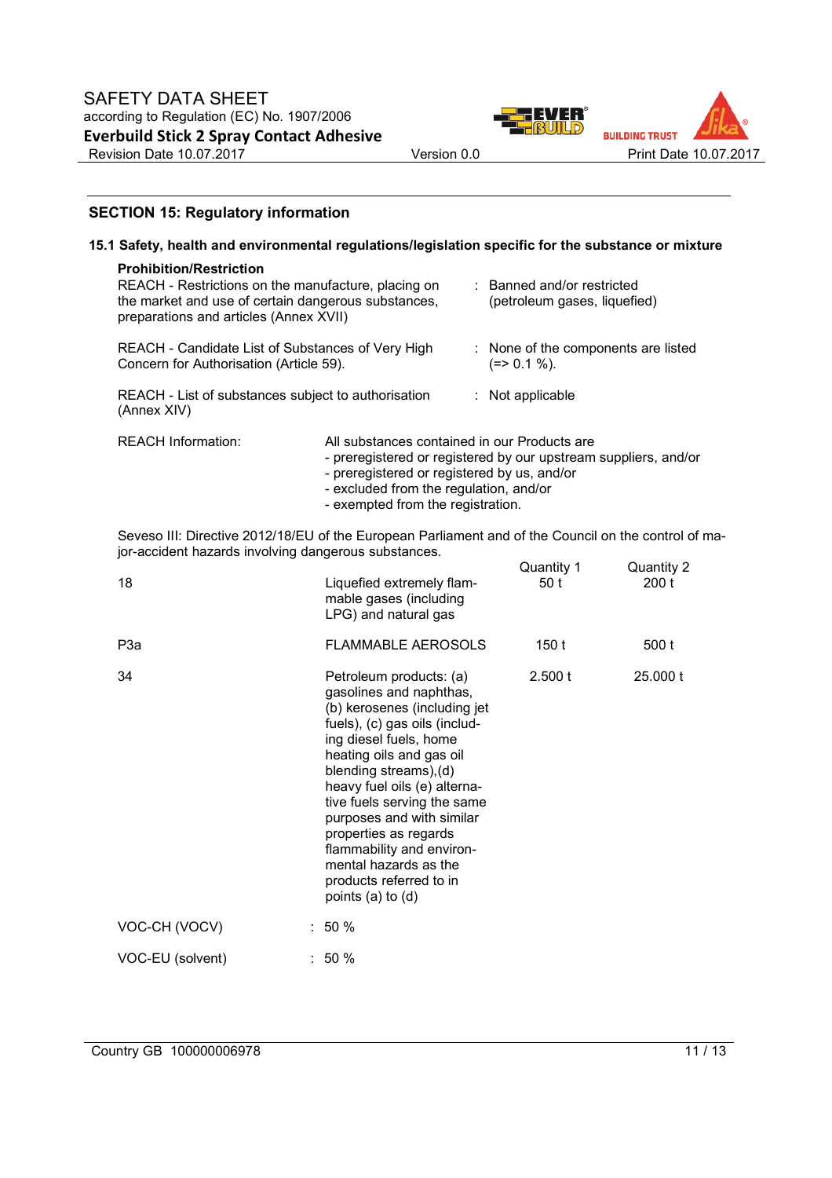## SECTION 15: Regulatory information

### 15.1 Safety, health and environmental regulations/legislation specific for the substance or mixture

**Prohibition/Restriction**

REACH - Restrictions on the manufacture, placing on the market and use of certain dangerous substances, preparations and articles (Annex XVII) : Banned and/or restricted (petroleum gases, liquefied)

REACH - Candidate List of Substances of Very High Concern for Authorisation (Article 59). : None of the components are listed (=> 0.1 %).

REACH - List of substances subject to authorisation (Annex XIV) : Not applicable

REACH Information: All substances contained in our Products are
- preregistered or registered by our upstream suppliers, and/or
- preregistered or registered by us, and/or
- excluded from the regulation, and/or
- exempted from the registration.

Seveso III: Directive 2012/18/EU of the European Parliament and of the Council on the control of major-accident hazards involving dangerous substances.

| | | Quantity 1 | Quantity 2 |
|---|---|---|---|
| 18 | Liquefied extremely flammable gases (including LPG) and natural gas | 50 t | 200 t |
| P3a | FLAMMABLE AEROSOLS | 150 t | 500 t |
| 34 | Petroleum products: (a) gasolines and naphthas, (b) kerosenes (including jet fuels), (c) gas oils (including diesel fuels, home heating oils and gas oil blending streams),(d) heavy fuel oils (e) alternative fuels serving the same purposes and with similar properties as regards flammability and environmental hazards as the products referred to in points (a) to (d) | 2.500 t | 25.000 t |

VOC-CH (VOCV) : 50 %

VOC-EU (solvent) : 50 %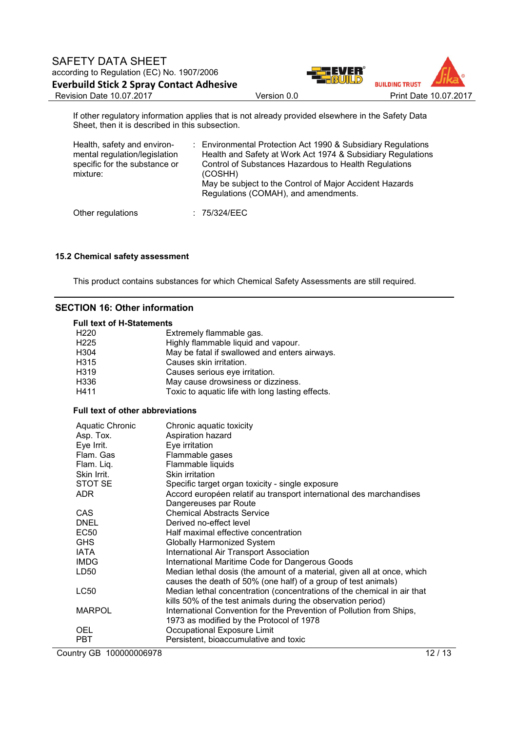If other regulatory information applies that is not already provided elsewhere in the Safety Data Sheet, then it is described in this subsection.

| | | |
|---|---|---|
| Health, safety and environmental regulation/legislation specific for the substance or mixture: | : | Environmental Protection Act 1990 & Subsidiary Regulations<br>Health and Safety at Work Act 1974 & Subsidiary Regulations<br>Control of Substances Hazardous to Health Regulations (COSHH)<br>May be subject to the Control of Major Accident Hazards Regulations (COMAH), and amendments. |
| Other regulations | : | 75/324/EEC |

### 15.2 Chemical safety assessment

This product contains substances for which Chemical Safety Assessments are still required.

## SECTION 16: Other information

**Full text of H-Statements**

| | |
|---|---|
| H220 | Extremely flammable gas. |
| H225 | Highly flammable liquid and vapour. |
| H304 | May be fatal if swallowed and enters airways. |
| H315 | Causes skin irritation. |
| H319 | Causes serious eye irritation. |
| H336 | May cause drowsiness or dizziness. |
| H411 | Toxic to aquatic life with long lasting effects. |

**Full text of other abbreviations**

| | |
|---|---|
| Aquatic Chronic | Chronic aquatic toxicity |
| Asp. Tox. | Aspiration hazard |
| Eye Irrit. | Eye irritation |
| Flam. Gas | Flammable gases |
| Flam. Liq. | Flammable liquids |
| Skin Irrit. | Skin irritation |
| STOT SE | Specific target organ toxicity - single exposure |
| ADR | Accord européen relatif au transport international des marchandises Dangereuses par Route |
| CAS | Chemical Abstracts Service |
| DNEL | Derived no-effect level |
| EC50 | Half maximal effective concentration |
| GHS | Globally Harmonized System |
| IATA | International Air Transport Association |
| IMDG | International Maritime Code for Dangerous Goods |
| LD50 | Median lethal dosis (the amount of a material, given all at once, which causes the death of 50% (one half) of a group of test animals) |
| LC50 | Median lethal concentration (concentrations of the chemical in air that kills 50% of the test animals during the observation period) |
| MARPOL | International Convention for the Prevention of Pollution from Ships, 1973 as modified by the Protocol of 1978 |
| OEL | Occupational Exposure Limit |
| PBT | Persistent, bioaccumulative and toxic |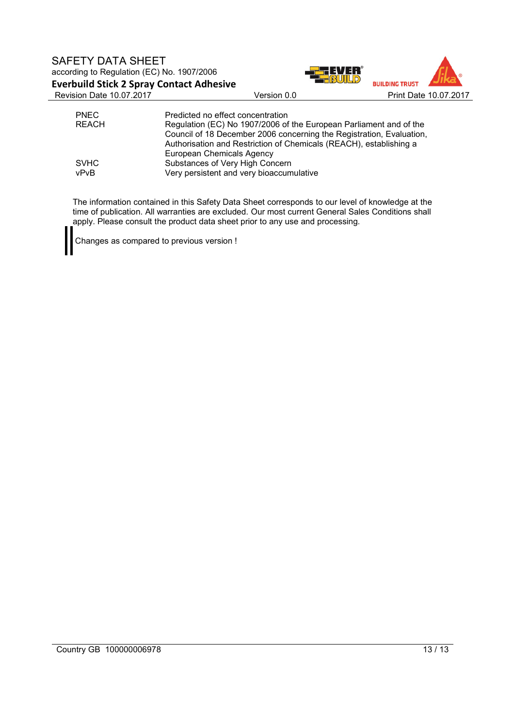| | |
|---|---|
| PNEC | Predicted no effect concentration |
| REACH | Regulation (EC) No 1907/2006 of the European Parliament and of the Council of 18 December 2006 concerning the Registration, Evaluation, Authorisation and Restriction of Chemicals (REACH), establishing a European Chemicals Agency |
| SVHC | Substances of Very High Concern |
| vPvB | Very persistent and very bioaccumulative |

The information contained in this Safety Data Sheet corresponds to our level of knowledge at the time of publication. All warranties are excluded. Our most current General Sales Conditions shall apply. Please consult the product data sheet prior to any use and processing.

Changes as compared to previous version !